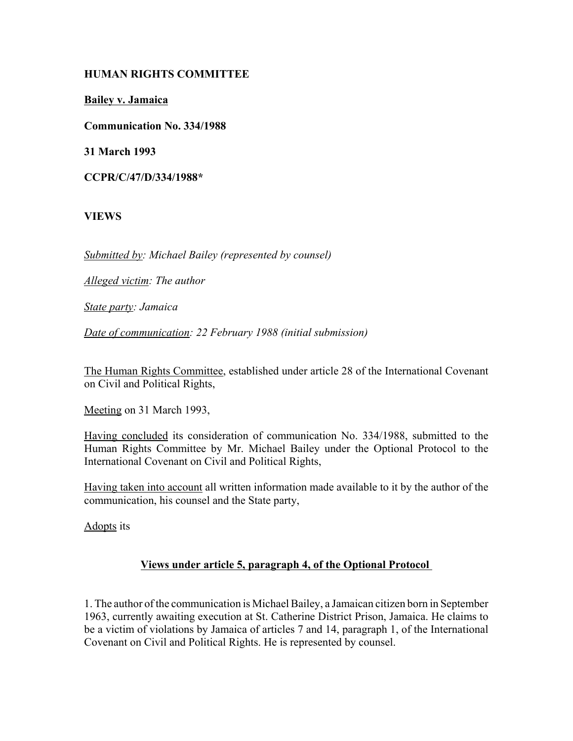**HUMAN RIGHTS COMMITTEE**

**Bailey v. Jamaica**

**Communication No. 334/1988**

**31 March 1993**

**CCPR/C/47/D/334/1988***

**VIEWS**

*Submitted by: Michael Bailey (represented by counsel)*

*Alleged victim: The author*

*State party: Jamaica*

*Date of communication: 22 February 1988 (initial submission)*

The Human Rights Committee, established under article 28 of the International Covenant on Civil and Political Rights,

Meeting on 31 March 1993,

Having concluded its consideration of communication No. 334/1988, submitted to the Human Rights Committee by Mr. Michael Bailey under the Optional Protocol to the International Covenant on Civil and Political Rights,

Having taken into account all written information made available to it by the author of the communication, his counsel and the State party,

Adopts its

**Views under article 5, paragraph 4, of the Optional Protocol**

1. The author of the communication is Michael Bailey, a Jamaican citizen born in September 1963, currently awaiting execution at St. Catherine District Prison, Jamaica. He claims to be a victim of violations by Jamaica of articles 7 and 14, paragraph 1, of the International Covenant on Civil and Political Rights. He is represented by counsel.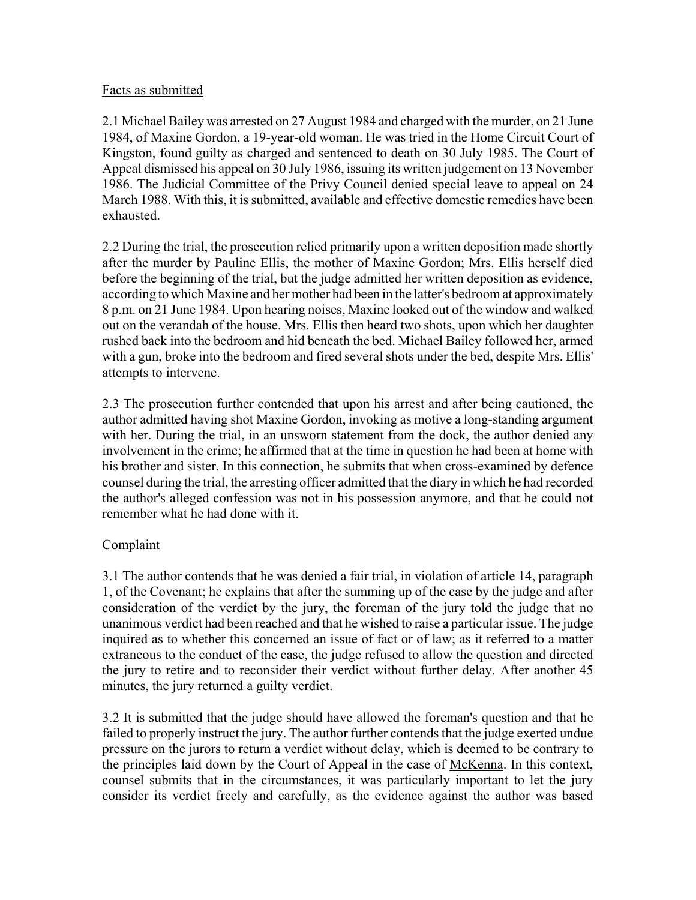Facts as submitted

2.1 Michael Bailey was arrested on 27 August 1984 and charged with the murder, on 21 June 1984, of Maxine Gordon, a 19-year-old woman. He was tried in the Home Circuit Court of Kingston, found guilty as charged and sentenced to death on 30 July 1985. The Court of Appeal dismissed his appeal on 30 July 1986, issuing its written judgement on 13 November 1986. The Judicial Committee of the Privy Council denied special leave to appeal on 24 March 1988. With this, it is submitted, available and effective domestic remedies have been exhausted.

2.2 During the trial, the prosecution relied primarily upon a written deposition made shortly after the murder by Pauline Ellis, the mother of Maxine Gordon; Mrs. Ellis herself died before the beginning of the trial, but the judge admitted her written deposition as evidence, according to which Maxine and her mother had been in the latter's bedroom at approximately 8 p.m. on 21 June 1984. Upon hearing noises, Maxine looked out of the window and walked out on the verandah of the house. Mrs. Ellis then heard two shots, upon which her daughter rushed back into the bedroom and hid beneath the bed. Michael Bailey followed her, armed with a gun, broke into the bedroom and fired several shots under the bed, despite Mrs. Ellis' attempts to intervene.

2.3 The prosecution further contended that upon his arrest and after being cautioned, the author admitted having shot Maxine Gordon, invoking as motive a long-standing argument with her. During the trial, in an unsworn statement from the dock, the author denied any involvement in the crime; he affirmed that at the time in question he had been at home with his brother and sister. In this connection, he submits that when cross-examined by defence counsel during the trial, the arresting officer admitted that the diary in which he had recorded the author's alleged confession was not in his possession anymore, and that he could not remember what he had done with it.

Complaint

3.1 The author contends that he was denied a fair trial, in violation of article 14, paragraph 1, of the Covenant; he explains that after the summing up of the case by the judge and after consideration of the verdict by the jury, the foreman of the jury told the judge that no unanimous verdict had been reached and that he wished to raise a particular issue. The judge inquired as to whether this concerned an issue of fact or of law; as it referred to a matter extraneous to the conduct of the case, the judge refused to allow the question and directed the jury to retire and to reconsider their verdict without further delay. After another 45 minutes, the jury returned a guilty verdict.

3.2 It is submitted that the judge should have allowed the foreman's question and that he failed to properly instruct the jury. The author further contends that the judge exerted undue pressure on the jurors to return a verdict without delay, which is deemed to be contrary to the principles laid down by the Court of Appeal in the case of McKenna. In this context, counsel submits that in the circumstances, it was particularly important to let the jury consider its verdict freely and carefully, as the evidence against the author was based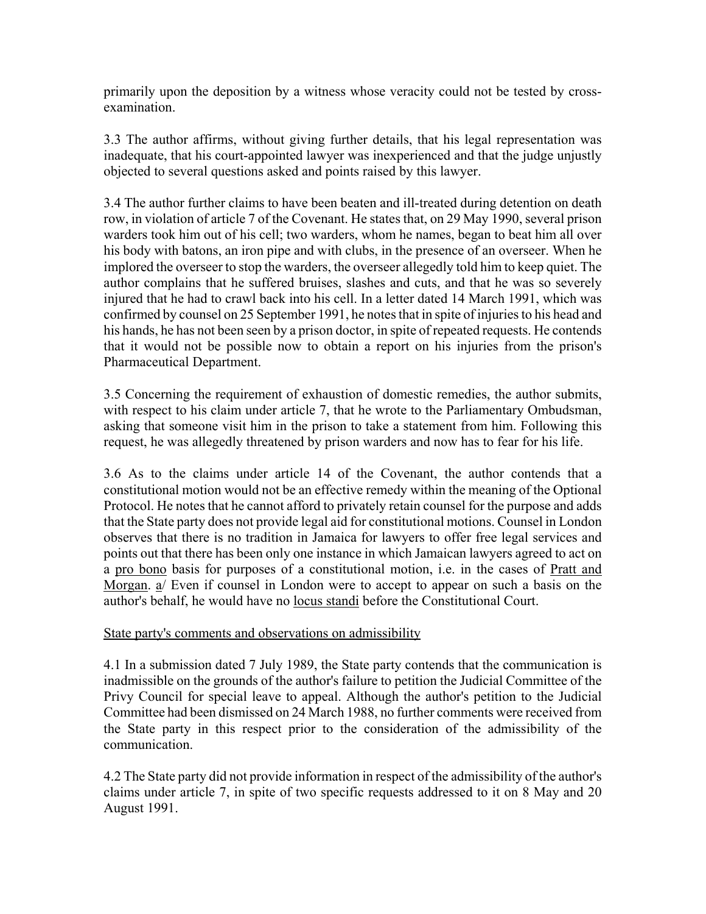primarily upon the deposition by a witness whose veracity could not be tested by cross-examination.

3.3 The author affirms, without giving further details, that his legal representation was inadequate, that his court-appointed lawyer was inexperienced and that the judge unjustly objected to several questions asked and points raised by this lawyer.

3.4 The author further claims to have been beaten and ill-treated during detention on death row, in violation of article 7 of the Covenant. He states that, on 29 May 1990, several prison warders took him out of his cell; two warders, whom he names, began to beat him all over his body with batons, an iron pipe and with clubs, in the presence of an overseer. When he implored the overseer to stop the warders, the overseer allegedly told him to keep quiet. The author complains that he suffered bruises, slashes and cuts, and that he was so severely injured that he had to crawl back into his cell. In a letter dated 14 March 1991, which was confirmed by counsel on 25 September 1991, he notes that in spite of injuries to his head and his hands, he has not been seen by a prison doctor, in spite of repeated requests. He contends that it would not be possible now to obtain a report on his injuries from the prison's Pharmaceutical Department.

3.5 Concerning the requirement of exhaustion of domestic remedies, the author submits, with respect to his claim under article 7, that he wrote to the Parliamentary Ombudsman, asking that someone visit him in the prison to take a statement from him. Following this request, he was allegedly threatened by prison warders and now has to fear for his life.

3.6 As to the claims under article 14 of the Covenant, the author contends that a constitutional motion would not be an effective remedy within the meaning of the Optional Protocol. He notes that he cannot afford to privately retain counsel for the purpose and adds that the State party does not provide legal aid for constitutional motions. Counsel in London observes that there is no tradition in Jamaica for lawyers to offer free legal services and points out that there has been only one instance in which Jamaican lawyers agreed to act on a pro bono basis for purposes of a constitutional motion, i.e. in the cases of Pratt and Morgan. a/ Even if counsel in London were to accept to appear on such a basis on the author's behalf, he would have no locus standi before the Constitutional Court.

## State party's comments and observations on admissibility

4.1 In a submission dated 7 July 1989, the State party contends that the communication is inadmissible on the grounds of the author's failure to petition the Judicial Committee of the Privy Council for special leave to appeal. Although the author's petition to the Judicial Committee had been dismissed on 24 March 1988, no further comments were received from the State party in this respect prior to the consideration of the admissibility of the communication.

4.2 The State party did not provide information in respect of the admissibility of the author's claims under article 7, in spite of two specific requests addressed to it on 8 May and 20 August 1991.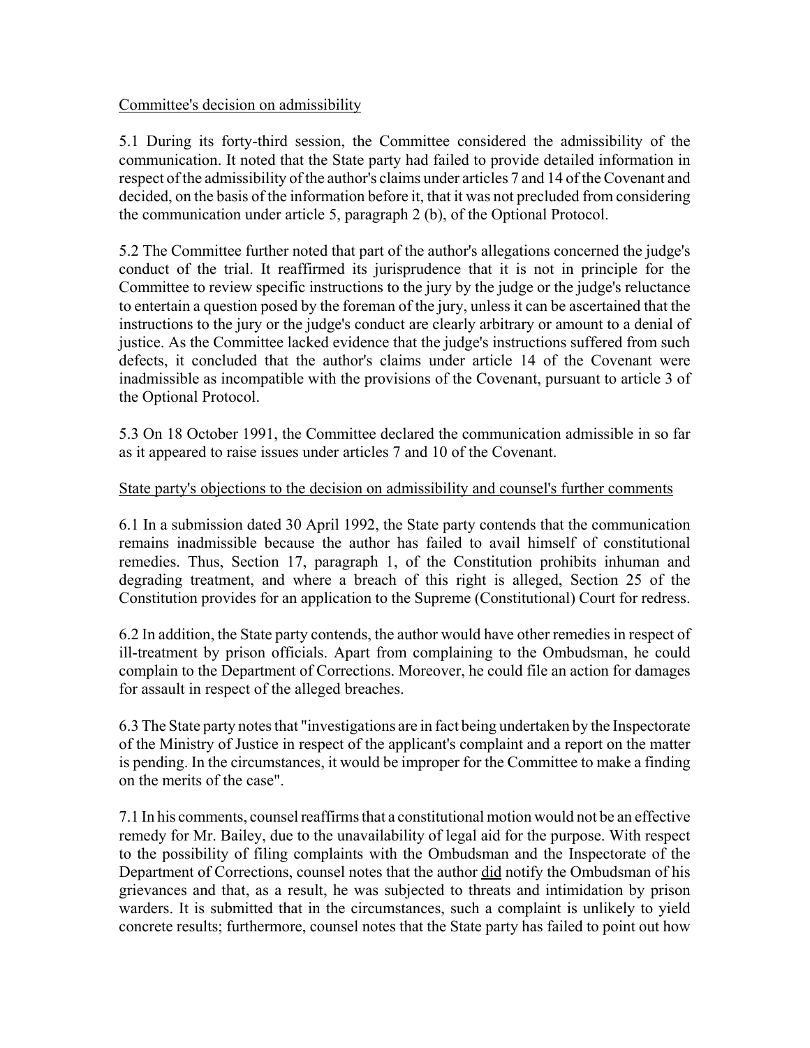Committee's decision on admissibility

5.1 During its forty-third session, the Committee considered the admissibility of the communication. It noted that the State party had failed to provide detailed information in respect of the admissibility of the author's claims under articles 7 and 14 of the Covenant and decided, on the basis of the information before it, that it was not precluded from considering the communication under article 5, paragraph 2 (b), of the Optional Protocol.

5.2 The Committee further noted that part of the author's allegations concerned the judge's conduct of the trial. It reaffirmed its jurisprudence that it is not in principle for the Committee to review specific instructions to the jury by the judge or the judge's reluctance to entertain a question posed by the foreman of the jury, unless it can be ascertained that the instructions to the jury or the judge's conduct are clearly arbitrary or amount to a denial of justice. As the Committee lacked evidence that the judge's instructions suffered from such defects, it concluded that the author's claims under article 14 of the Covenant were inadmissible as incompatible with the provisions of the Covenant, pursuant to article 3 of the Optional Protocol.

5.3 On 18 October 1991, the Committee declared the communication admissible in so far as it appeared to raise issues under articles 7 and 10 of the Covenant.

State party's objections to the decision on admissibility and counsel's further comments

6.1 In a submission dated 30 April 1992, the State party contends that the communication remains inadmissible because the author has failed to avail himself of constitutional remedies. Thus, Section 17, paragraph 1, of the Constitution prohibits inhuman and degrading treatment, and where a breach of this right is alleged, Section 25 of the Constitution provides for an application to the Supreme (Constitutional) Court for redress.

6.2 In addition, the State party contends, the author would have other remedies in respect of ill-treatment by prison officials. Apart from complaining to the Ombudsman, he could complain to the Department of Corrections. Moreover, he could file an action for damages for assault in respect of the alleged breaches.

6.3 The State party notes that "investigations are in fact being undertaken by the Inspectorate of the Ministry of Justice in respect of the applicant's complaint and a report on the matter is pending. In the circumstances, it would be improper for the Committee to make a finding on the merits of the case".

7.1 In his comments, counsel reaffirms that a constitutional motion would not be an effective remedy for Mr. Bailey, due to the unavailability of legal aid for the purpose. With respect to the possibility of filing complaints with the Ombudsman and the Inspectorate of the Department of Corrections, counsel notes that the author did notify the Ombudsman of his grievances and that, as a result, he was subjected to threats and intimidation by prison warders. It is submitted that in the circumstances, such a complaint is unlikely to yield concrete results; furthermore, counsel notes that the State party has failed to point out how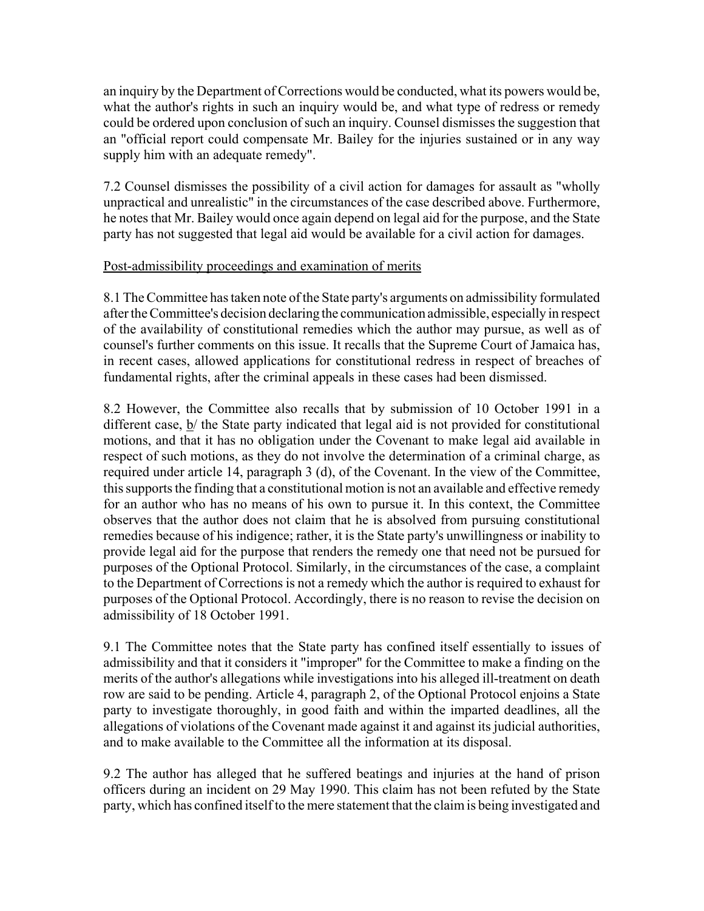an inquiry by the Department of Corrections would be conducted, what its powers would be, what the author's rights in such an inquiry would be, and what type of redress or remedy could be ordered upon conclusion of such an inquiry. Counsel dismisses the suggestion that an "official report could compensate Mr. Bailey for the injuries sustained or in any way supply him with an adequate remedy".

7.2 Counsel dismisses the possibility of a civil action for damages for assault as "wholly unpractical and unrealistic" in the circumstances of the case described above. Furthermore, he notes that Mr. Bailey would once again depend on legal aid for the purpose, and the State party has not suggested that legal aid would be available for a civil action for damages.

Post-admissibility proceedings and examination of merits

8.1 The Committee has taken note of the State party's arguments on admissibility formulated after the Committee's decision declaring the communication admissible, especially in respect of the availability of constitutional remedies which the author may pursue, as well as of counsel's further comments on this issue. It recalls that the Supreme Court of Jamaica has, in recent cases, allowed applications for constitutional redress in respect of breaches of fundamental rights, after the criminal appeals in these cases had been dismissed.

8.2 However, the Committee also recalls that by submission of 10 October 1991 in a different case, b/ the State party indicated that legal aid is not provided for constitutional motions, and that it has no obligation under the Covenant to make legal aid available in respect of such motions, as they do not involve the determination of a criminal charge, as required under article 14, paragraph 3 (d), of the Covenant. In the view of the Committee, this supports the finding that a constitutional motion is not an available and effective remedy for an author who has no means of his own to pursue it. In this context, the Committee observes that the author does not claim that he is absolved from pursuing constitutional remedies because of his indigence; rather, it is the State party's unwillingness or inability to provide legal aid for the purpose that renders the remedy one that need not be pursued for purposes of the Optional Protocol. Similarly, in the circumstances of the case, a complaint to the Department of Corrections is not a remedy which the author is required to exhaust for purposes of the Optional Protocol. Accordingly, there is no reason to revise the decision on admissibility of 18 October 1991.

9.1 The Committee notes that the State party has confined itself essentially to issues of admissibility and that it considers it "improper" for the Committee to make a finding on the merits of the author's allegations while investigations into his alleged ill-treatment on death row are said to be pending. Article 4, paragraph 2, of the Optional Protocol enjoins a State party to investigate thoroughly, in good faith and within the imparted deadlines, all the allegations of violations of the Covenant made against it and against its judicial authorities, and to make available to the Committee all the information at its disposal.

9.2 The author has alleged that he suffered beatings and injuries at the hand of prison officers during an incident on 29 May 1990. This claim has not been refuted by the State party, which has confined itself to the mere statement that the claim is being investigated and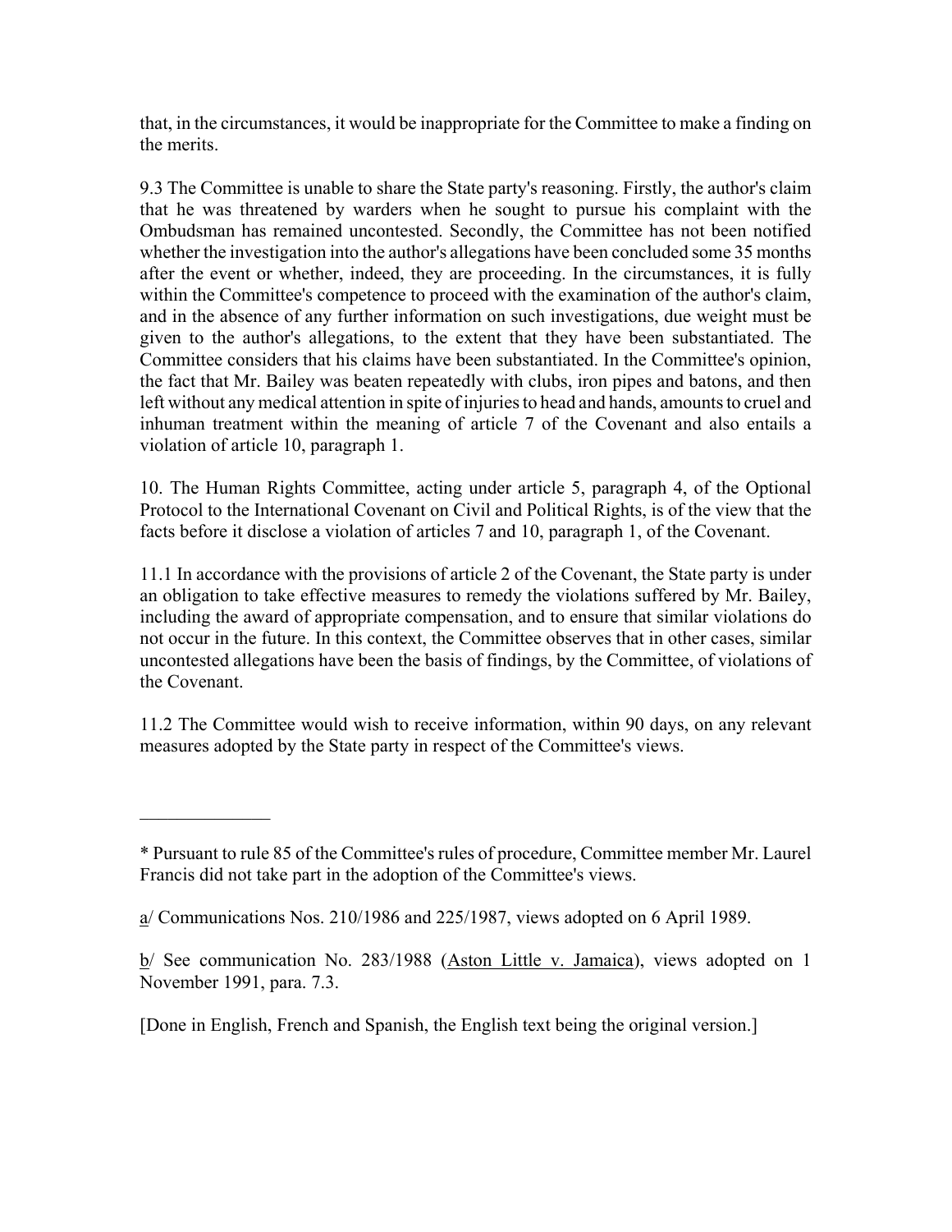that, in the circumstances, it would be inappropriate for the Committee to make a finding on the merits.

9.3 The Committee is unable to share the State party's reasoning. Firstly, the author's claim that he was threatened by warders when he sought to pursue his complaint with the Ombudsman has remained uncontested. Secondly, the Committee has not been notified whether the investigation into the author's allegations have been concluded some 35 months after the event or whether, indeed, they are proceeding. In the circumstances, it is fully within the Committee's competence to proceed with the examination of the author's claim, and in the absence of any further information on such investigations, due weight must be given to the author's allegations, to the extent that they have been substantiated. The Committee considers that his claims have been substantiated. In the Committee's opinion, the fact that Mr. Bailey was beaten repeatedly with clubs, iron pipes and batons, and then left without any medical attention in spite of injuries to head and hands, amounts to cruel and inhuman treatment within the meaning of article 7 of the Covenant and also entails a violation of article 10, paragraph 1.

10. The Human Rights Committee, acting under article 5, paragraph 4, of the Optional Protocol to the International Covenant on Civil and Political Rights, is of the view that the facts before it disclose a violation of articles 7 and 10, paragraph 1, of the Covenant.

11.1 In accordance with the provisions of article 2 of the Covenant, the State party is under an obligation to take effective measures to remedy the violations suffered by Mr. Bailey, including the award of appropriate compensation, and to ensure that similar violations do not occur in the future. In this context, the Committee observes that in other cases, similar uncontested allegations have been the basis of findings, by the Committee, of violations of the Covenant.

11.2 The Committee would wish to receive information, within 90 days, on any relevant measures adopted by the State party in respect of the Committee's views.

---

* Pursuant to rule 85 of the Committee's rules of procedure, Committee member Mr. Laurel Francis did not take part in the adoption of the Committee's views.

a/ Communications Nos. 210/1986 and 225/1987, views adopted on 6 April 1989.

b/ See communication No. 283/1988 (Aston Little v. Jamaica), views adopted on 1 November 1991, para. 7.3.

[Done in English, French and Spanish, the English text being the original version.]